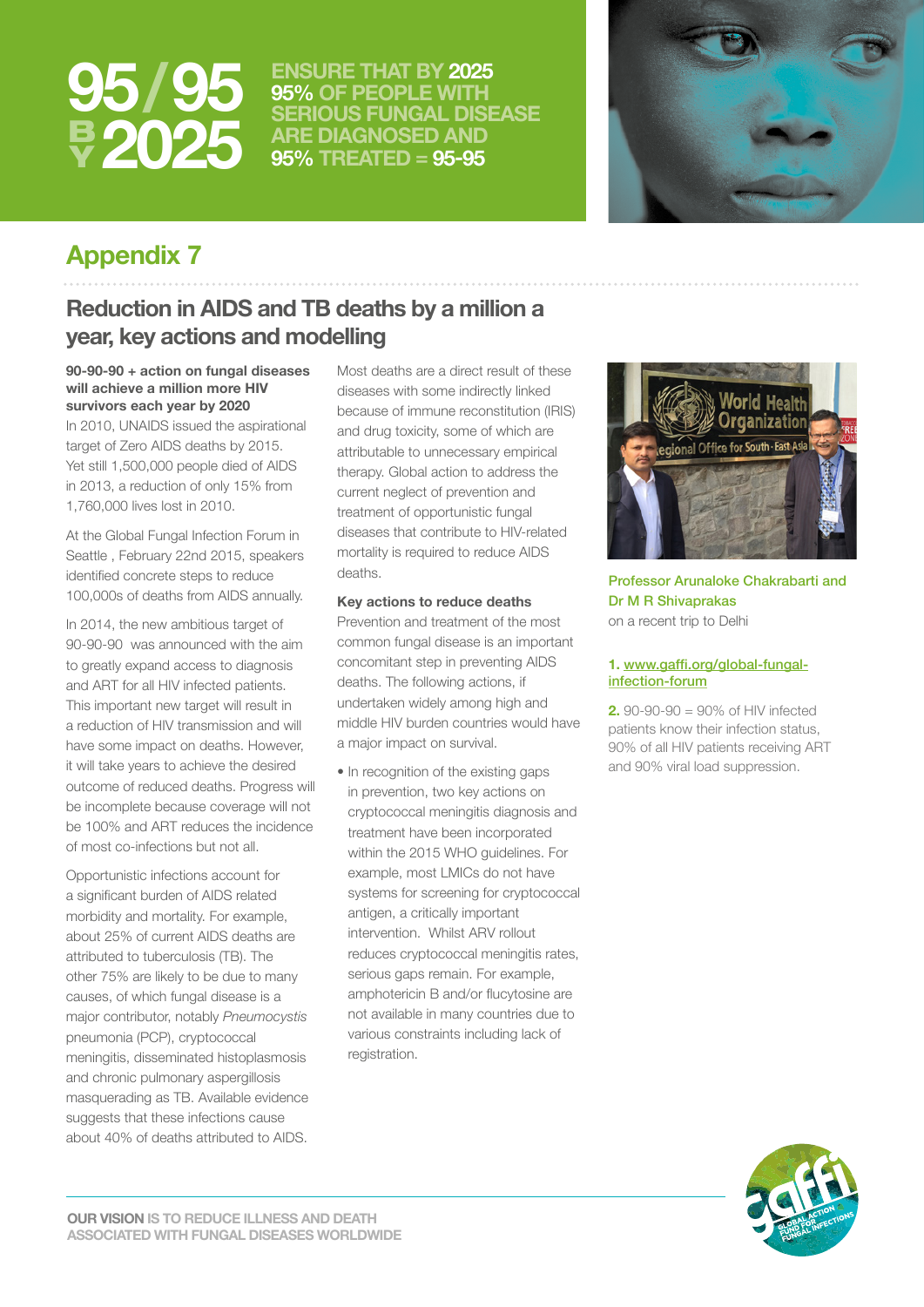# 95/95 BY 2025

**ENSURE THAT BY 2025 95% OF PEOPLE WITH SERIOUS FUNGAL DISEASE ARE DIAGNOSED AND 95% TREATED = 95-95**

## Appendix 7

## Reduction in AIDS and TB deaths by a million a year, key actions and modelling

**90-90-90 + action on fungal diseases will achieve a million more HIV survivors each year by 2020**

In 2010, UNAIDS issued the aspirational target of Zero AIDS deaths by 2015. Yet still 1,500,000 people died of AIDS in 2013, a reduction of only 15% from 1,760,000 lives lost in 2010.

At the Global Fungal Infection Forum in Seattle , February 22nd 2015, speakers identified concrete steps to reduce 100,000s of deaths from AIDS annually.

In 2014, the new ambitious target of 90-90-90 was announced with the aim to greatly expand access to diagnosis and ART for all HIV infected patients. This important new target will result in a reduction of HIV transmission and will have some impact on deaths. However, it will take years to achieve the desired outcome of reduced deaths. Progress will be incomplete because coverage will not be 100% and ART reduces the incidence of most co-infections but not all.

Opportunistic infections account for a significant burden of AIDS related morbidity and mortality. For example, about 25% of current AIDS deaths are attributed to tuberculosis (TB). The other 75% are likely to be due to many causes, of which fungal disease is a major contributor, notably *Pneumocystis* pneumonia (PCP), cryptococcal meningitis, disseminated histoplasmosis and chronic pulmonary aspergillosis masquerading as TB. Available evidence suggests that these infections cause about 40% of deaths attributed to AIDS.

Most deaths are a direct result of these diseases with some indirectly linked because of immune reconstitution (IRIS) and drug toxicity, some of which are attributable to unnecessary empirical therapy. Global action to address the current neglect of prevention and treatment of opportunistic fungal diseases that contribute to HIV-related mortality is required to reduce AIDS deaths.

**Key actions to reduce deaths**

Prevention and treatment of the most common fungal disease is an important concomitant step in preventing AIDS deaths. The following actions, if undertaken widely among high and middle HIV burden countries would have a major impact on survival.

- In recognition of the existing gaps in prevention, two key actions on cryptococcal meningitis diagnosis and treatment have been incorporated within the 2015 WHO guidelines. For example, most LMICs do not have systems for screening for cryptococcal antigen, a critically important intervention. Whilst ARV rollout reduces cryptococcal meningitis rates, serious gaps remain. For example, amphotericin B and/or flucytosine are not available in many countries due to various constraints including lack of registration.

**Professor Arunaloke Chakrabarti and Dr M R Shivaprakas** on a recent trip to Delhi

**1.** www.gaffi.org/global-fungal-infection-forum

**2.** 90-90-90 = 90% of HIV infected patients know their infection status, 90% of all HIV patients receiving ART and 90% viral load suppression.

**OUR VISION** IS TO REDUCE ILLNESS AND DEATH ASSOCIATED WITH FUNGAL DISEASES WORLDWIDE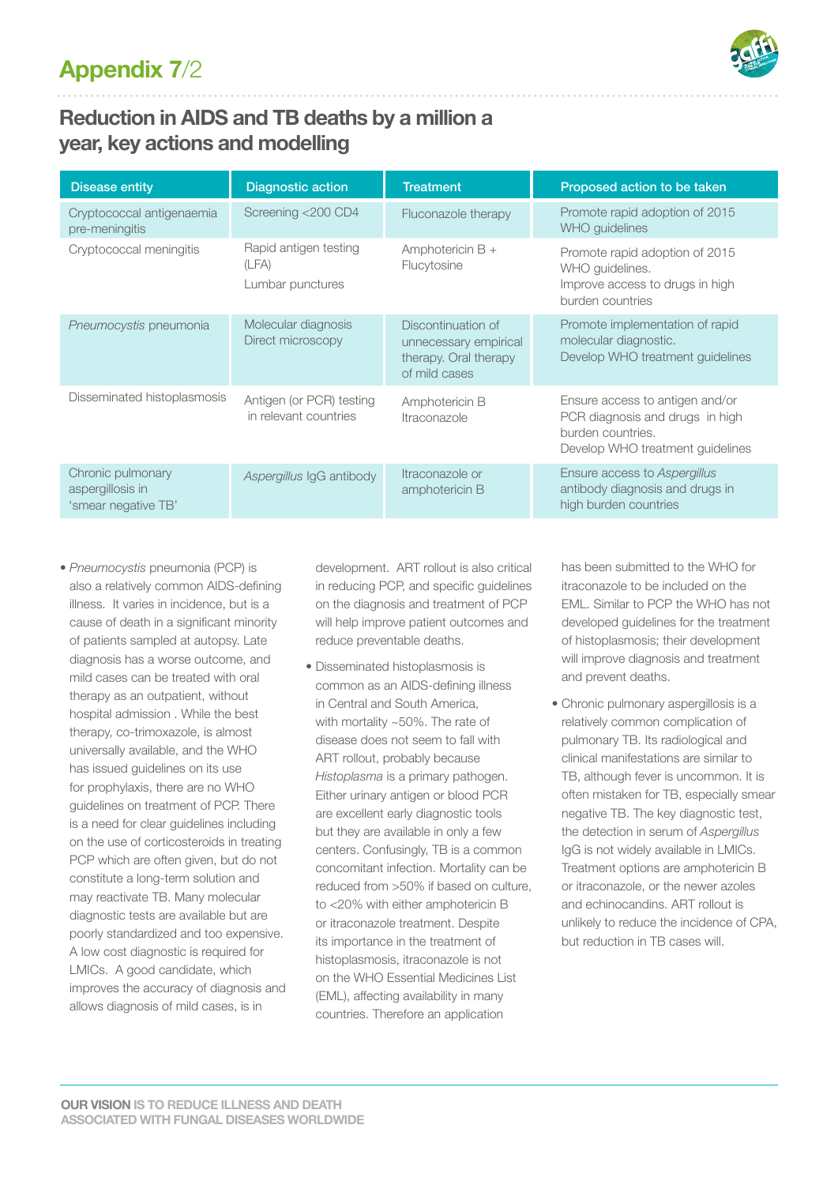# Appendix 7/2

## Reduction in AIDS and TB deaths by a million a year, key actions and modelling

| Disease entity | Diagnostic action | Treatment | Proposed action to be taken |
|---|---|---|---|
| Cryptococcal antigenaemia pre-meningitis | Screening <200 CD4 | Fluconazole therapy | Promote rapid adoption of 2015 WHO guidelines |
| Cryptococcal meningitis | Rapid antigen testing (LFA)<br>Lumbar punctures | Amphotericin B + Flucytosine | Promote rapid adoption of 2015 WHO guidelines.<br>Improve access to drugs in high burden countries |
| *Pneumocystis* pneumonia | Molecular diagnosis<br>Direct microscopy | Discontinuation of unnecessary empirical therapy. Oral therapy of mild cases | Promote implementation of rapid molecular diagnostic.<br>Develop WHO treatment guidelines |
| Disseminated histoplasmosis | Antigen (or PCR) testing in relevant countries | Amphotericin B<br>Itraconazole | Ensure access to antigen and/or PCR diagnosis and drugs in high burden countries.<br>Develop WHO treatment guidelines |
| Chronic pulmonary aspergillosis in 'smear negative TB' | *Aspergillus* IgG antibody | Itraconazole or amphotericin B | Ensure access to *Aspergillus* antibody diagnosis and drugs in high burden countries |

- *Pneumocystis* pneumonia (PCP) is also a relatively common AIDS-defining illness. It varies in incidence, but is a cause of death in a significant minority of patients sampled at autopsy. Late diagnosis has a worse outcome, and mild cases can be treated with oral therapy as an outpatient, without hospital admission . While the best therapy, co-trimoxazole, is almost universally available, and the WHO has issued guidelines on its use for prophylaxis, there are no WHO guidelines on treatment of PCP. There is a need for clear guidelines including on the use of corticosteroids in treating PCP which are often given, but do not constitute a long-term solution and may reactivate TB. Many molecular diagnostic tests are available but are poorly standardized and too expensive. A low cost diagnostic is required for LMICs. A good candidate, which improves the accuracy of diagnosis and allows diagnosis of mild cases, is in development. ART rollout is also critical in reducing PCP, and specific guidelines on the diagnosis and treatment of PCP will help improve patient outcomes and reduce preventable deaths.
- Disseminated histoplasmosis is common as an AIDS-defining illness in Central and South America, with mortality ~50%. The rate of disease does not seem to fall with ART rollout, probably because *Histoplasma* is a primary pathogen. Either urinary antigen or blood PCR are excellent early diagnostic tools but they are available in only a few centers. Confusingly, TB is a common concomitant infection. Mortality can be reduced from >50% if based on culture, to <20% with either amphotericin B or itraconazole treatment. Despite its importance in the treatment of histoplasmosis, itraconazole is not on the WHO Essential Medicines List (EML), affecting availability in many countries. Therefore an application has been submitted to the WHO for itraconazole to be included on the EML. Similar to PCP the WHO has not developed guidelines for the treatment of histoplasmosis; their development will improve diagnosis and treatment and prevent deaths.
- Chronic pulmonary aspergillosis is a relatively common complication of pulmonary TB. Its radiological and clinical manifestations are similar to TB, although fever is uncommon. It is often mistaken for TB, especially smear negative TB. The key diagnostic test, the detection in serum of *Aspergillus* IgG is not widely available in LMICs. Treatment options are amphotericin B or itraconazole, or the newer azoles and echinocandins. ART rollout is unlikely to reduce the incidence of CPA, but reduction in TB cases will.

**OUR VISION** IS TO REDUCE ILLNESS AND DEATH ASSOCIATED WITH FUNGAL DISEASES WORLDWIDE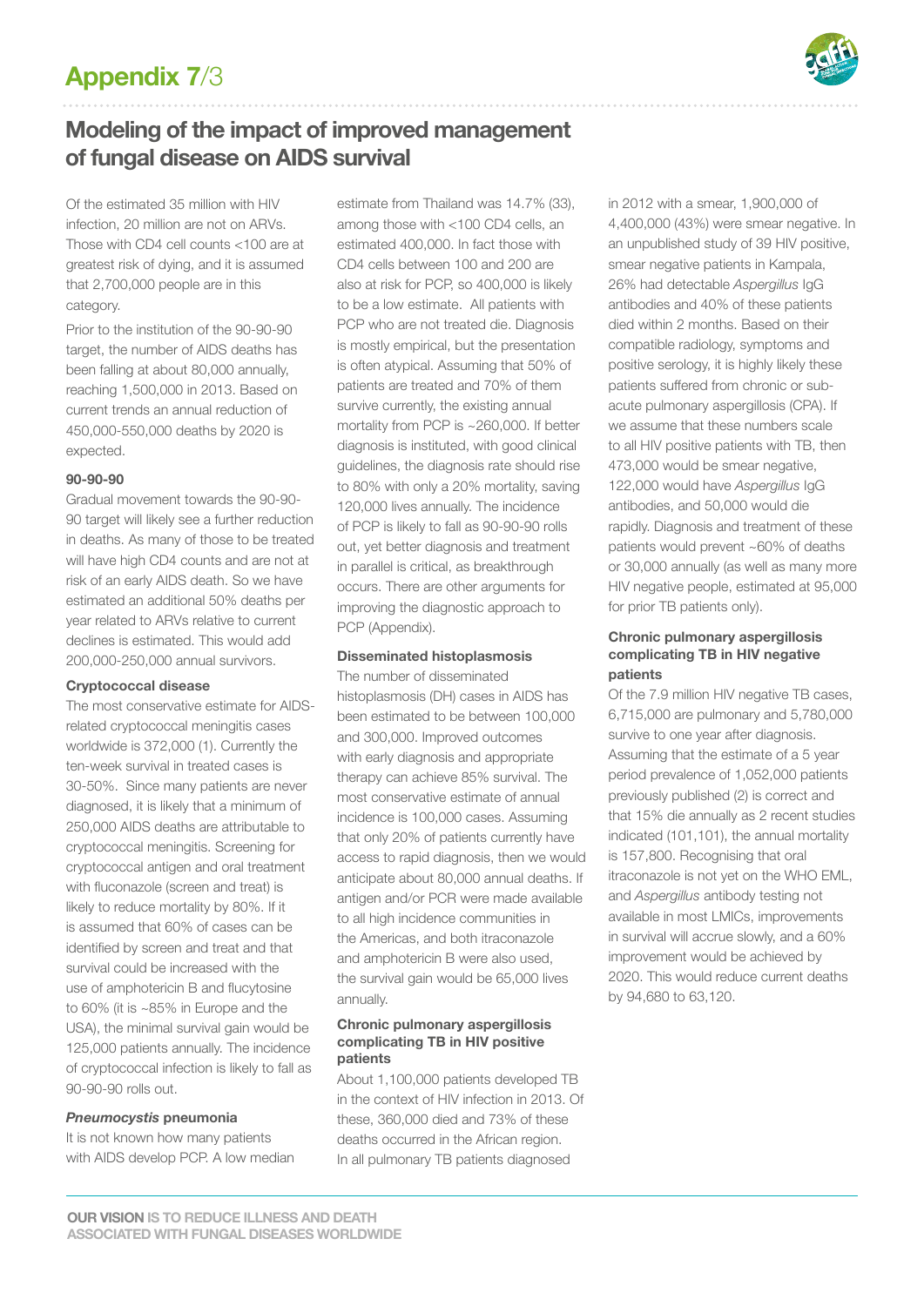# Appendix 7/3

## Modeling of the impact of improved management of fungal disease on AIDS survival

Of the estimated 35 million with HIV infection, 20 million are not on ARVs. Those with CD4 cell counts <100 are at greatest risk of dying, and it is assumed that 2,700,000 people are in this category.

Prior to the institution of the 90-90-90 target, the number of AIDS deaths has been falling at about 80,000 annually, reaching 1,500,000 in 2013. Based on current trends an annual reduction of 450,000-550,000 deaths by 2020 is expected.

**90-90-90**

Gradual movement towards the 90-90-90 target will likely see a further reduction in deaths. As many of those to be treated will have high CD4 counts and are not at risk of an early AIDS death. So we have estimated an additional 50% deaths per year related to ARVs relative to current declines is estimated. This would add 200,000-250,000 annual survivors.

**Cryptococcal disease**

The most conservative estimate for AIDS-related cryptococcal meningitis cases worldwide is 372,000 (1). Currently the ten-week survival in treated cases is 30-50%. Since many patients are never diagnosed, it is likely that a minimum of 250,000 AIDS deaths are attributable to cryptococcal meningitis. Screening for cryptococcal antigen and oral treatment with fluconazole (screen and treat) is likely to reduce mortality by 80%. If it is assumed that 60% of cases can be identified by screen and treat and that survival could be increased with the use of amphotericin B and flucytosine to 60% (it is ~85% in Europe and the USA), the minimal survival gain would be 125,000 patients annually. The incidence of cryptococcal infection is likely to fall as 90-90-90 rolls out.

***Pneumocystis* pneumonia**

It is not known how many patients with AIDS develop PCP. A low median estimate from Thailand was 14.7% (33), among those with <100 CD4 cells, an estimated 400,000. In fact those with CD4 cells between 100 and 200 are also at risk for PCP, so 400,000 is likely to be a low estimate. All patients with PCP who are not treated die. Diagnosis is mostly empirical, but the presentation is often atypical. Assuming that 50% of patients are treated and 70% of them survive currently, the existing annual mortality from PCP is ~260,000. If better diagnosis is instituted, with good clinical guidelines, the diagnosis rate should rise to 80% with only a 20% mortality, saving 120,000 lives annually. The incidence of PCP is likely to fall as 90-90-90 rolls out, yet better diagnosis and treatment in parallel is critical, as breakthrough occurs. There are other arguments for improving the diagnostic approach to PCP (Appendix).

**Disseminated histoplasmosis**

The number of disseminated histoplasmosis (DH) cases in AIDS has been estimated to be between 100,000 and 300,000. Improved outcomes with early diagnosis and appropriate therapy can achieve 85% survival. The most conservative estimate of annual incidence is 100,000 cases. Assuming that only 20% of patients currently have access to rapid diagnosis, then we would anticipate about 80,000 annual deaths. If antigen and/or PCR were made available to all high incidence communities in the Americas, and both itraconazole and amphotericin B were also used, the survival gain would be 65,000 lives annually.

**Chronic pulmonary aspergillosis complicating TB in HIV positive patients**

About 1,100,000 patients developed TB in the context of HIV infection in 2013. Of these, 360,000 died and 73% of these deaths occurred in the African region. In all pulmonary TB patients diagnosed in 2012 with a smear, 1,900,000 of 4,400,000 (43%) were smear negative. In an unpublished study of 39 HIV positive, smear negative patients in Kampala, 26% had detectable *Aspergillus* IgG antibodies and 40% of these patients died within 2 months. Based on their compatible radiology, symptoms and positive serology, it is highly likely these patients suffered from chronic or sub-acute pulmonary aspergillosis (CPA). If we assume that these numbers scale to all HIV positive patients with TB, then 473,000 would be smear negative, 122,000 would have *Aspergillus* IgG antibodies, and 50,000 would die rapidly. Diagnosis and treatment of these patients would prevent ~60% of deaths or 30,000 annually (as well as many more HIV negative people, estimated at 95,000 for prior TB patients only).

**Chronic pulmonary aspergillosis complicating TB in HIV negative patients**

Of the 7.9 million HIV negative TB cases, 6,715,000 are pulmonary and 5,780,000 survive to one year after diagnosis. Assuming that the estimate of a 5 year period prevalence of 1,052,000 patients previously published (2) is correct and that 15% die annually as 2 recent studies indicated (101,101), the annual mortality is 157,800. Recognising that oral itraconazole is not yet on the WHO EML, and *Aspergillus* antibody testing not available in most LMICs, improvements in survival will accrue slowly, and a 60% improvement would be achieved by 2020. This would reduce current deaths by 94,680 to 63,120.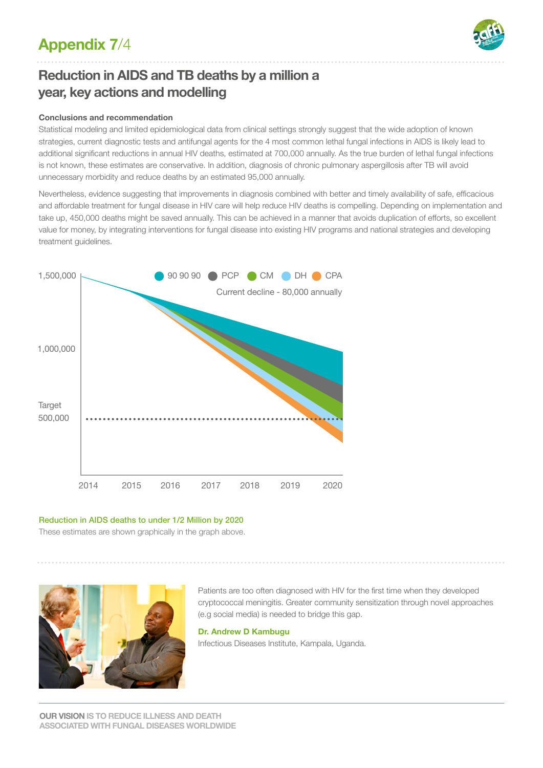# Appendix 7/4

## Reduction in AIDS and TB deaths by a million a year, key actions and modelling

**Conclusions and recommendation**

Statistical modeling and limited epidemiological data from clinical settings strongly suggest that the wide adoption of known strategies, current diagnostic tests and antifungal agents for the 4 most common lethal fungal infections in AIDS is likely lead to additional significant reductions in annual HIV deaths, estimated at 700,000 annually. As the true burden of lethal fungal infections is not known, these estimates are conservative. In addition, diagnosis of chronic pulmonary aspergillosis after TB will avoid unnecessary morbidity and reduce deaths by an estimated 95,000 annually.

Nevertheless, evidence suggesting that improvements in diagnosis combined with better and timely availability of safe, efficacious and affordable treatment for fungal disease in HIV care will help reduce HIV deaths is compelling. Depending on implementation and take up, 450,000 deaths might be saved annually. This can be achieved in a manner that avoids duplication of efforts, so excellent value for money, by integrating interventions for fungal disease into existing HIV programs and national strategies and developing treatment guidelines.

90 90 90 · PCP · CM · DH · CPA

Current decline - 80,000 annually

1,500,000 · 1,000,000 · Target 500,000

2014 · 2015 · 2016 · 2017 · 2018 · 2019 · 2020

**Reduction in AIDS deaths to under 1/2 Million by 2020**

These estimates are shown graphically in the graph above.

Patients are too often diagnosed with HIV for the first time when they developed cryptococcal meningitis. Greater community sensitization through novel approaches (e.g social media) is needed to bridge this gap.

**Dr. Andrew D Kambugu**
Infectious Diseases Institute, Kampala, Uganda.

**OUR VISION** IS TO REDUCE ILLNESS AND DEATH ASSOCIATED WITH FUNGAL DISEASES WORLDWIDE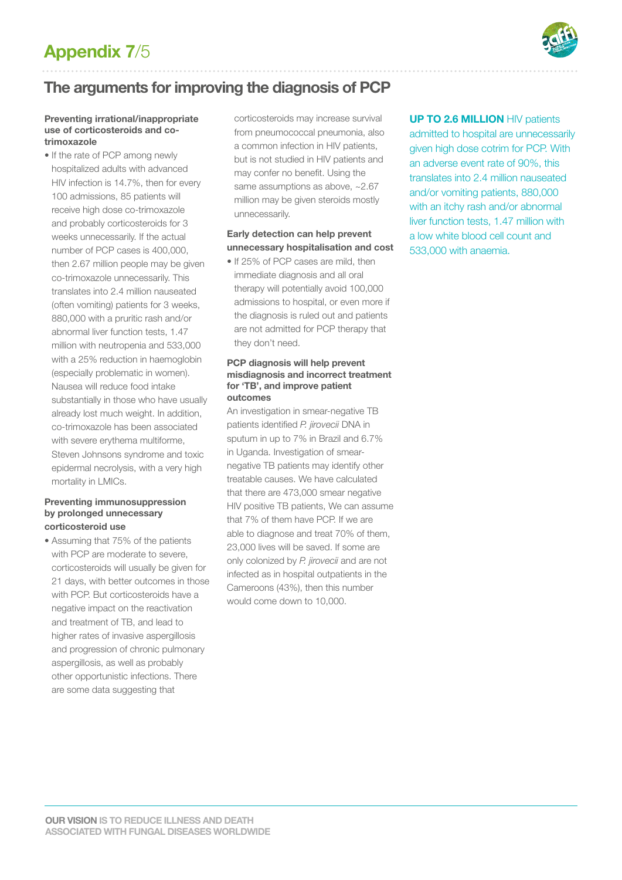# Appendix 7/5

## The arguments for improving the diagnosis of PCP

**Preventing irrational/inappropriate use of corticosteroids and co-trimoxazole**

- If the rate of PCP among newly hospitalized adults with advanced HIV infection is 14.7%, then for every 100 admissions, 85 patients will receive high dose co-trimoxazole and probably corticosteroids for 3 weeks unnecessarily. If the actual number of PCP cases is 400,000, then 2.67 million people may be given co-trimoxazole unnecessarily. This translates into 2.4 million nauseated (often vomiting) patients for 3 weeks, 880,000 with a pruritic rash and/or abnormal liver function tests, 1.47 million with neutropenia and 533,000 with a 25% reduction in haemoglobin (especially problematic in women). Nausea will reduce food intake substantially in those who have usually already lost much weight. In addition, co-trimoxazole has been associated with severe erythema multiforme, Steven Johnsons syndrome and toxic epidermal necrolysis, with a very high mortality in LMICs.

**Preventing immunosuppression by prolonged unnecessary corticosteroid use**

- Assuming that 75% of the patients with PCP are moderate to severe, corticosteroids will usually be given for 21 days, with better outcomes in those with PCP. But corticosteroids have a negative impact on the reactivation and treatment of TB, and lead to higher rates of invasive aspergillosis and progression of chronic pulmonary aspergillosis, as well as probably other opportunistic infections. There are some data suggesting that corticosteroids may increase survival from pneumococcal pneumonia, also a common infection in HIV patients, but is not studied in HIV patients and may confer no benefit. Using the same assumptions as above, ~2.67 million may be given steroids mostly unnecessarily.

**Early detection can help prevent unnecessary hospitalisation and cost**

- If 25% of PCP cases are mild, then immediate diagnosis and all oral therapy will potentially avoid 100,000 admissions to hospital, or even more if the diagnosis is ruled out and patients are not admitted for PCP therapy that they don't need.

**PCP diagnosis will help prevent misdiagnosis and incorrect treatment for 'TB', and improve patient outcomes**

An investigation in smear-negative TB patients identified *P. jirovecii* DNA in sputum in up to 7% in Brazil and 6.7% in Uganda. Investigation of smear-negative TB patients may identify other treatable causes. We have calculated that there are 473,000 smear negative HIV positive TB patients, We can assume that 7% of them have PCP. If we are able to diagnose and treat 70% of them, 23,000 lives will be saved. If some are only colonized by *P. jirovecii* and are not infected as in hospital outpatients in the Cameroons (43%), then this number would come down to 10,000.

**UP TO 2.6 MILLION** HIV patients admitted to hospital are unnecessarily given high dose cotrim for PCP. With an adverse event rate of 90%, this translates into 2.4 million nauseated and/or vomiting patients, 880,000 with an itchy rash and/or abnormal liver function tests, 1.47 million with a low white blood cell count and 533,000 with anaemia.

**OUR VISION** IS TO REDUCE ILLNESS AND DEATH ASSOCIATED WITH FUNGAL DISEASES WORLDWIDE